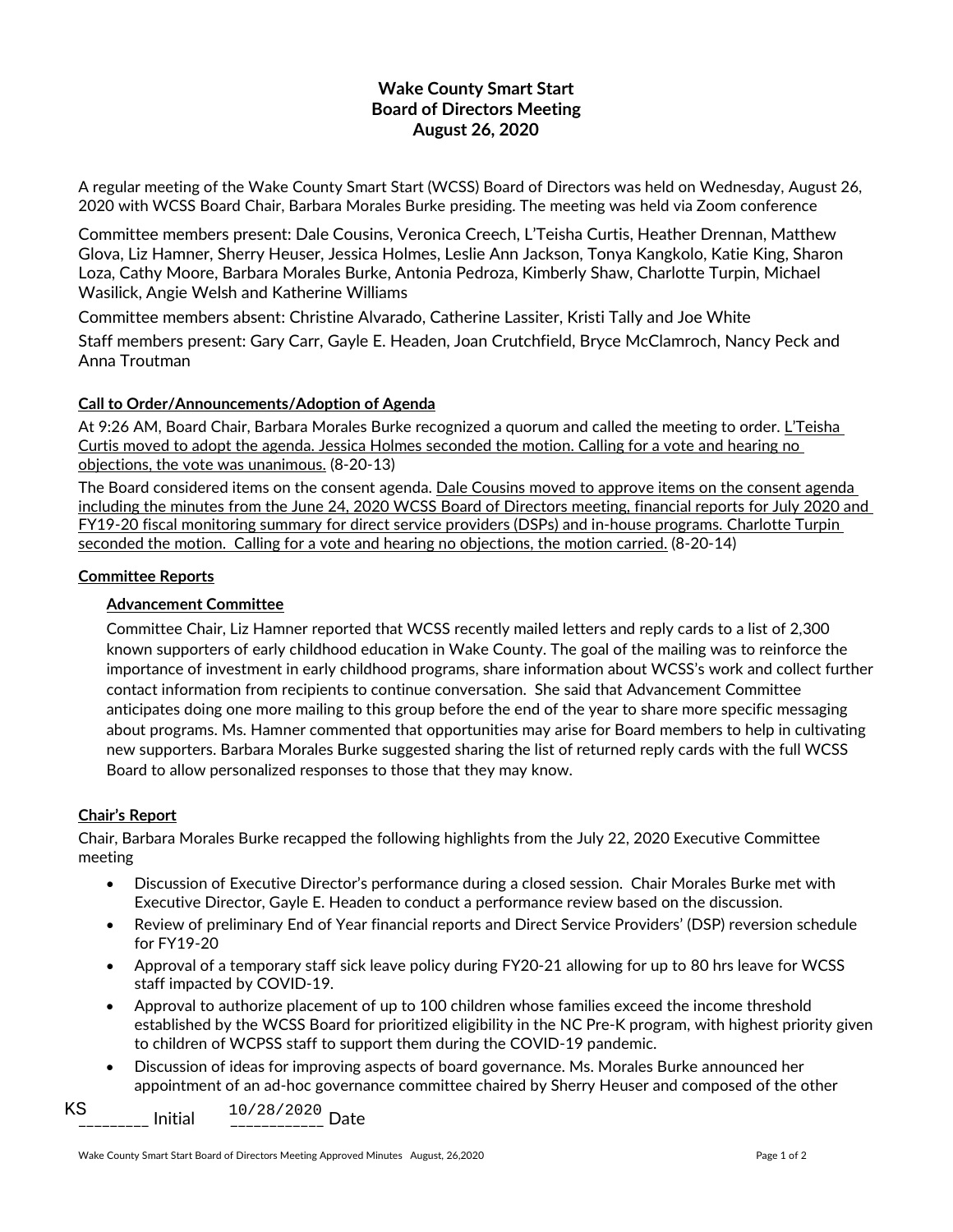# Wake County Smart Start
## Board of Directors Meeting
## August 26, 2020

A regular meeting of the Wake County Smart Start (WCSS) Board of Directors was held on Wednesday, August 26, 2020 with WCSS Board Chair, Barbara Morales Burke presiding. The meeting was held via Zoom conference

Committee members present: Dale Cousins, Veronica Creech, L'Teisha Curtis, Heather Drennan, Matthew Glova, Liz Hamner, Sherry Heuser, Jessica Holmes, Leslie Ann Jackson, Tonya Kangkolo, Katie King, Sharon Loza, Cathy Moore, Barbara Morales Burke, Antonia Pedroza, Kimberly Shaw, Charlotte Turpin, Michael Wasilick, Angie Welsh and Katherine Williams

Committee members absent: Christine Alvarado, Catherine Lassiter, Kristi Tally and Joe White

Staff members present: Gary Carr, Gayle E. Headen, Joan Crutchfield, Bryce McClamroch, Nancy Peck and Anna Troutman

**Call to Order/Announcements/Adoption of Agenda**

At 9:26 AM, Board Chair, Barbara Morales Burke recognized a quorum and called the meeting to order. L'Teisha Curtis moved to adopt the agenda. Jessica Holmes seconded the motion. Calling for a vote and hearing no objections, the vote was unanimous. (8-20-13)

The Board considered items on the consent agenda. Dale Cousins moved to approve items on the consent agenda including the minutes from the June 24, 2020 WCSS Board of Directors meeting, financial reports for July 2020 and FY19-20 fiscal monitoring summary for direct service providers (DSPs) and in-house programs. Charlotte Turpin seconded the motion. Calling for a vote and hearing no objections, the motion carried. (8-20-14)

**Committee Reports**

**Advancement Committee**

Committee Chair, Liz Hamner reported that WCSS recently mailed letters and reply cards to a list of 2,300 known supporters of early childhood education in Wake County. The goal of the mailing was to reinforce the importance of investment in early childhood programs, share information about WCSS's work and collect further contact information from recipients to continue conversation. She said that Advancement Committee anticipates doing one more mailing to this group before the end of the year to share more specific messaging about programs. Ms. Hamner commented that opportunities may arise for Board members to help in cultivating new supporters. Barbara Morales Burke suggested sharing the list of returned reply cards with the full WCSS Board to allow personalized responses to those that they may know.

**Chair's Report**

Chair, Barbara Morales Burke recapped the following highlights from the July 22, 2020 Executive Committee meeting

- Discussion of Executive Director's performance during a closed session. Chair Morales Burke met with Executive Director, Gayle E. Headen to conduct a performance review based on the discussion.
- Review of preliminary End of Year financial reports and Direct Service Providers' (DSP) reversion schedule for FY19-20
- Approval of a temporary staff sick leave policy during FY20-21 allowing for up to 80 hrs leave for WCSS staff impacted by COVID-19.
- Approval to authorize placement of up to 100 children whose families exceed the income threshold established by the WCSS Board for prioritized eligibility in the NC Pre-K program, with highest priority given to children of WCPSS staff to support them during the COVID-19 pandemic.
- Discussion of ideas for improving aspects of board governance. Ms. Morales Burke announced her appointment of an ad-hoc governance committee chaired by Sherry Heuser and composed of the other

KS ________ Initial 10/28/2020 ___________ Date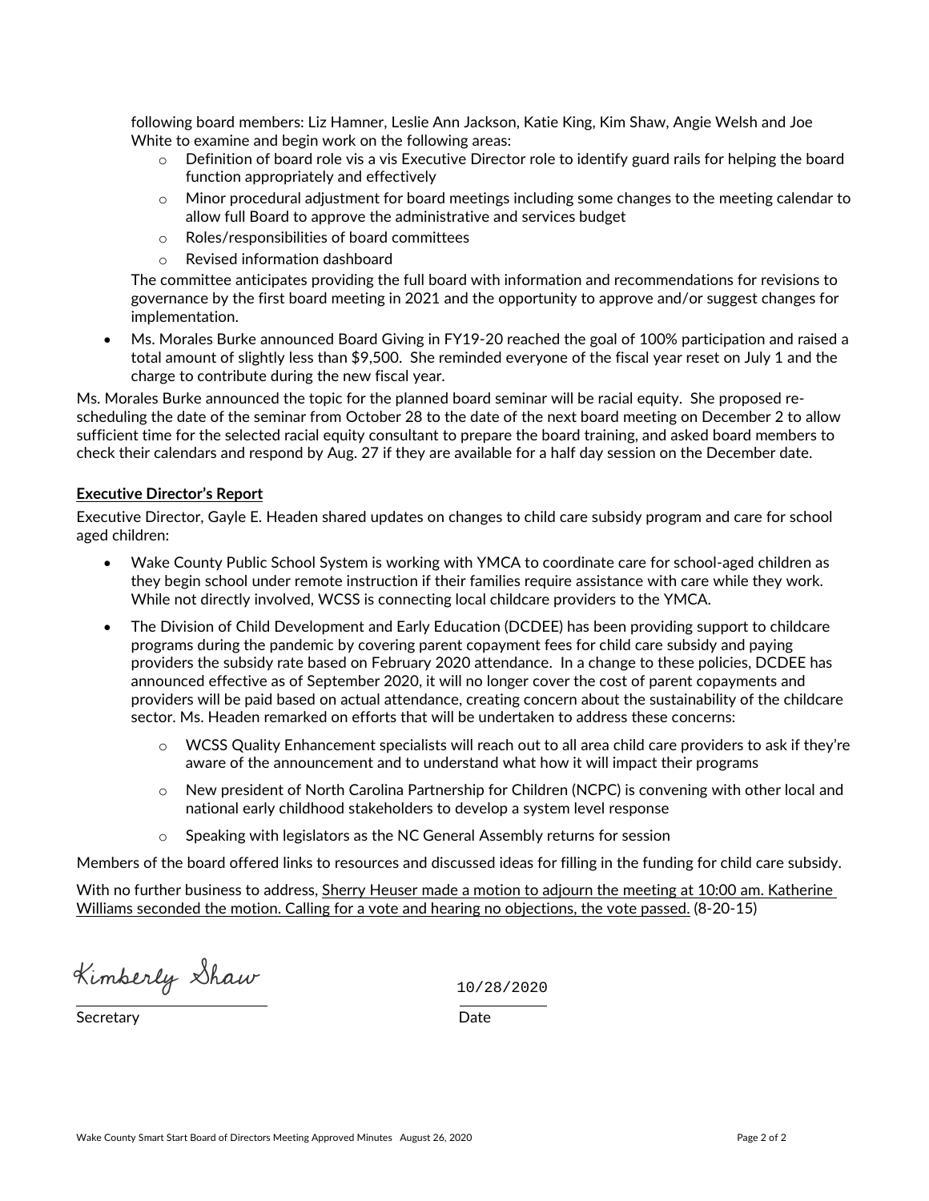following board members: Liz Hamner, Leslie Ann Jackson, Katie King, Kim Shaw, Angie Welsh and Joe White to examine and begin work on the following areas:

  - Definition of board role vis a vis Executive Director role to identify guard rails for helping the board function appropriately and effectively
  - Minor procedural adjustment for board meetings including some changes to the meeting calendar to allow full Board to approve the administrative and services budget
  - Roles/responsibilities of board committees
  - Revised information dashboard

  The committee anticipates providing the full board with information and recommendations for revisions to governance by the first board meeting in 2021 and the opportunity to approve and/or suggest changes for implementation.

- Ms. Morales Burke announced Board Giving in FY19-20 reached the goal of 100% participation and raised a total amount of slightly less than $9,500. She reminded everyone of the fiscal year reset on July 1 and the charge to contribute during the new fiscal year.

Ms. Morales Burke announced the topic for the planned board seminar will be racial equity. She proposed re-scheduling the date of the seminar from October 28 to the date of the next board meeting on December 2 to allow sufficient time for the selected racial equity consultant to prepare the board training, and asked board members to check their calendars and respond by Aug. 27 if they are available for a half day session on the December date.

**Executive Director's Report**

Executive Director, Gayle E. Headen shared updates on changes to child care subsidy program and care for school aged children:

- Wake County Public School System is working with YMCA to coordinate care for school-aged children as they begin school under remote instruction if their families require assistance with care while they work. While not directly involved, WCSS is connecting local childcare providers to the YMCA.
- The Division of Child Development and Early Education (DCDEE) has been providing support to childcare programs during the pandemic by covering parent copayment fees for child care subsidy and paying providers the subsidy rate based on February 2020 attendance. In a change to these policies, DCDEE has announced effective as of September 2020, it will no longer cover the cost of parent copayments and providers will be paid based on actual attendance, creating concern about the sustainability of the childcare sector. Ms. Headen remarked on efforts that will be undertaken to address these concerns:
  - WCSS Quality Enhancement specialists will reach out to all area child care providers to ask if they're aware of the announcement and to understand what how it will impact their programs
  - New president of North Carolina Partnership for Children (NCPC) is convening with other local and national early childhood stakeholders to develop a system level response
  - Speaking with legislators as the NC General Assembly returns for session

Members of the board offered links to resources and discussed ideas for filling in the funding for child care subsidy.

With no further business to address, Sherry Heuser made a motion to adjourn the meeting at 10:00 am. Katherine Williams seconded the motion. Calling for a vote and hearing no objections, the vote passed. (8-20-15)

Kimberly Shaw
Secretary

10/28/2020
Date